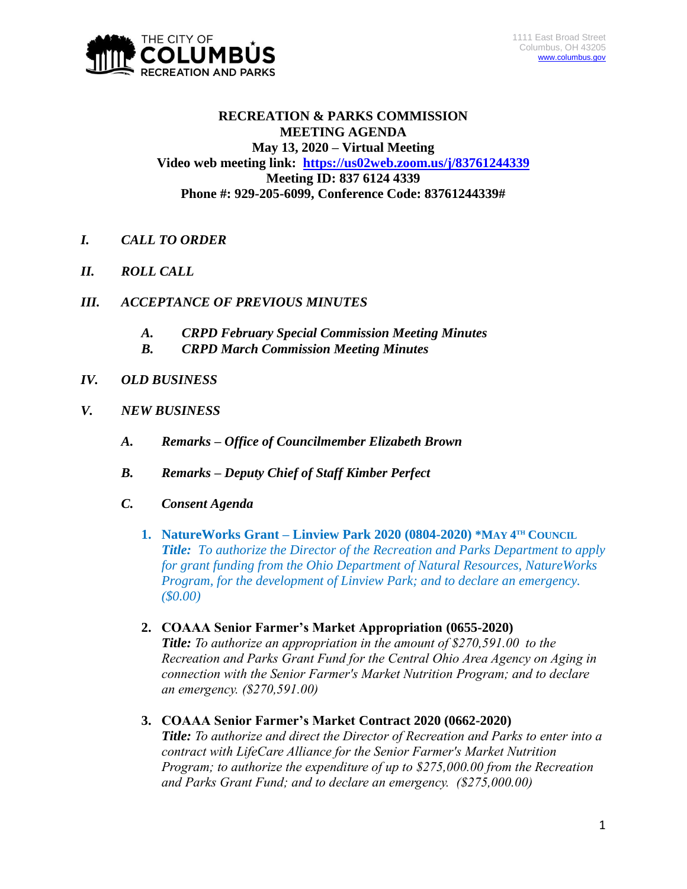1111 East Broad Street
Columbus, OH 43205
www.columbus.gov

# RECREATION & PARKS COMMISSION MEETING AGENDA

**May 13, 2020 – Virtual Meeting**
**Video web meeting link: https://us02web.zoom.us/j/83761244339**
**Meeting ID: 837 6124 4339**
**Phone #: 929-205-6099, Conference Code: 83761244339#**

***I. CALL TO ORDER***

***II. ROLL CALL***

***III. ACCEPTANCE OF PREVIOUS MINUTES***

- ***A. CRPD February Special Commission Meeting Minutes***
- ***B. CRPD March Commission Meeting Minutes***

***IV. OLD BUSINESS***

***V. NEW BUSINESS***

- ***A. Remarks – Office of Councilmember Elizabeth Brown***
- ***B. Remarks – Deputy Chief of Staff Kimber Perfect***
- ***C. Consent Agenda***

1. **NatureWorks Grant – Linview Park 2020 (0804-2020) \*MAY 4TH COUNCIL**
   ***Title:*** *To authorize the Director of the Recreation and Parks Department to apply for grant funding from the Ohio Department of Natural Resources, NatureWorks Program, for the development of Linview Park; and to declare an emergency. ($0.00)*

2. **COAAA Senior Farmer's Market Appropriation (0655-2020)**
   ***Title:*** *To authorize an appropriation in the amount of $270,591.00 to the Recreation and Parks Grant Fund for the Central Ohio Area Agency on Aging in connection with the Senior Farmer's Market Nutrition Program; and to declare an emergency. ($270,591.00)*

3. **COAAA Senior Farmer's Market Contract 2020 (0662-2020)**
   ***Title:*** *To authorize and direct the Director of Recreation and Parks to enter into a contract with LifeCare Alliance for the Senior Farmer's Market Nutrition Program; to authorize the expenditure of up to $275,000.00 from the Recreation and Parks Grant Fund; and to declare an emergency. ($275,000.00)*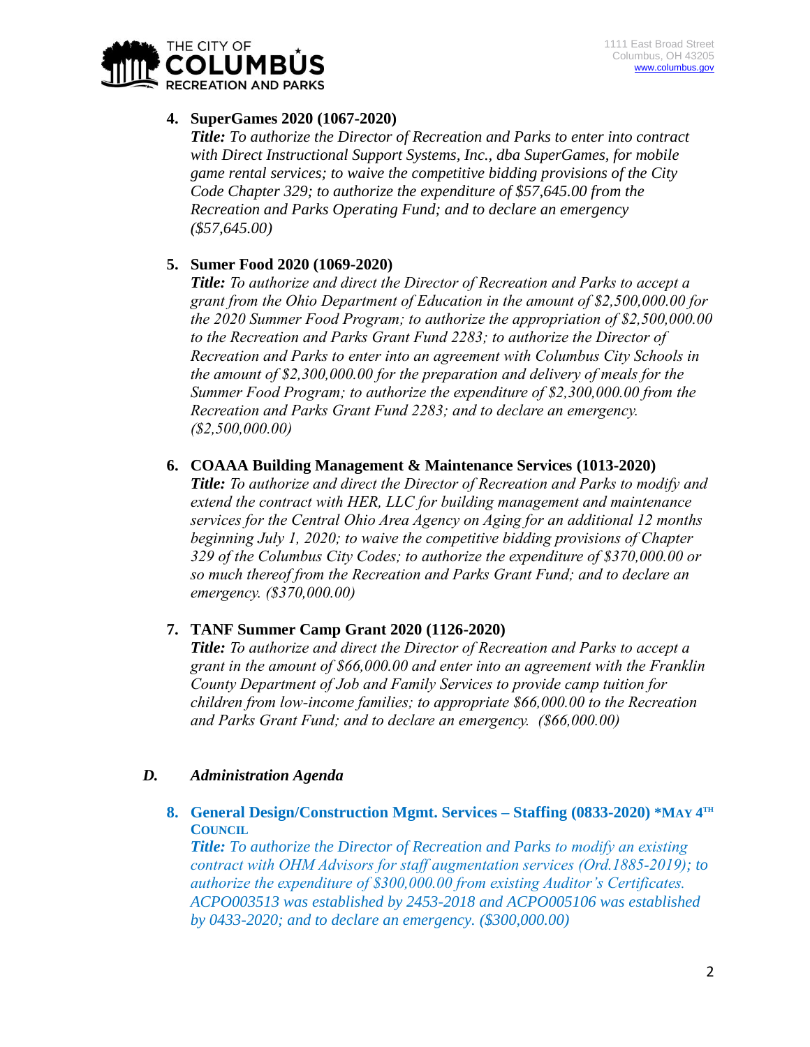4. **SuperGames 2020 (1067-2020)**
   ***Title:*** *To authorize the Director of Recreation and Parks to enter into contract with Direct Instructional Support Systems, Inc., dba SuperGames, for mobile game rental services; to waive the competitive bidding provisions of the City Code Chapter 329; to authorize the expenditure of $57,645.00 from the Recreation and Parks Operating Fund; and to declare an emergency ($57,645.00)*

5. **Sumer Food 2020 (1069-2020)**
   ***Title:*** *To authorize and direct the Director of Recreation and Parks to accept a grant from the Ohio Department of Education in the amount of $2,500,000.00 for the 2020 Summer Food Program; to authorize the appropriation of $2,500,000.00 to the Recreation and Parks Grant Fund 2283; to authorize the Director of Recreation and Parks to enter into an agreement with Columbus City Schools in the amount of $2,300,000.00 for the preparation and delivery of meals for the Summer Food Program; to authorize the expenditure of $2,300,000.00 from the Recreation and Parks Grant Fund 2283; and to declare an emergency. ($2,500,000.00)*

6. **COAAA Building Management & Maintenance Services (1013-2020)**
   ***Title:*** *To authorize and direct the Director of Recreation and Parks to modify and extend the contract with HER, LLC for building management and maintenance services for the Central Ohio Area Agency on Aging for an additional 12 months beginning July 1, 2020; to waive the competitive bidding provisions of Chapter 329 of the Columbus City Codes; to authorize the expenditure of $370,000.00 or so much thereof from the Recreation and Parks Grant Fund; and to declare an emergency. ($370,000.00)*

7. **TANF Summer Camp Grant 2020 (1126-2020)**
   ***Title:*** *To authorize and direct the Director of Recreation and Parks to accept a grant in the amount of $66,000.00 and enter into an agreement with the Franklin County Department of Job and Family Services to provide camp tuition for children from low-income families; to appropriate $66,000.00 to the Recreation and Parks Grant Fund; and to declare an emergency. ($66,000.00)*

***D. Administration Agenda***

8. **General Design/Construction Mgmt. Services – Staffing (0833-2020) *MAY 4TH COUNCIL**
   ***Title:*** *To authorize the Director of Recreation and Parks to modify an existing contract with OHM Advisors for staff augmentation services (Ord.1885-2019); to authorize the expenditure of $300,000.00 from existing Auditor's Certificates. ACPO003513 was established by 2453-2018 and ACPO005106 was established by 0433-2020; and to declare an emergency. ($300,000.00)*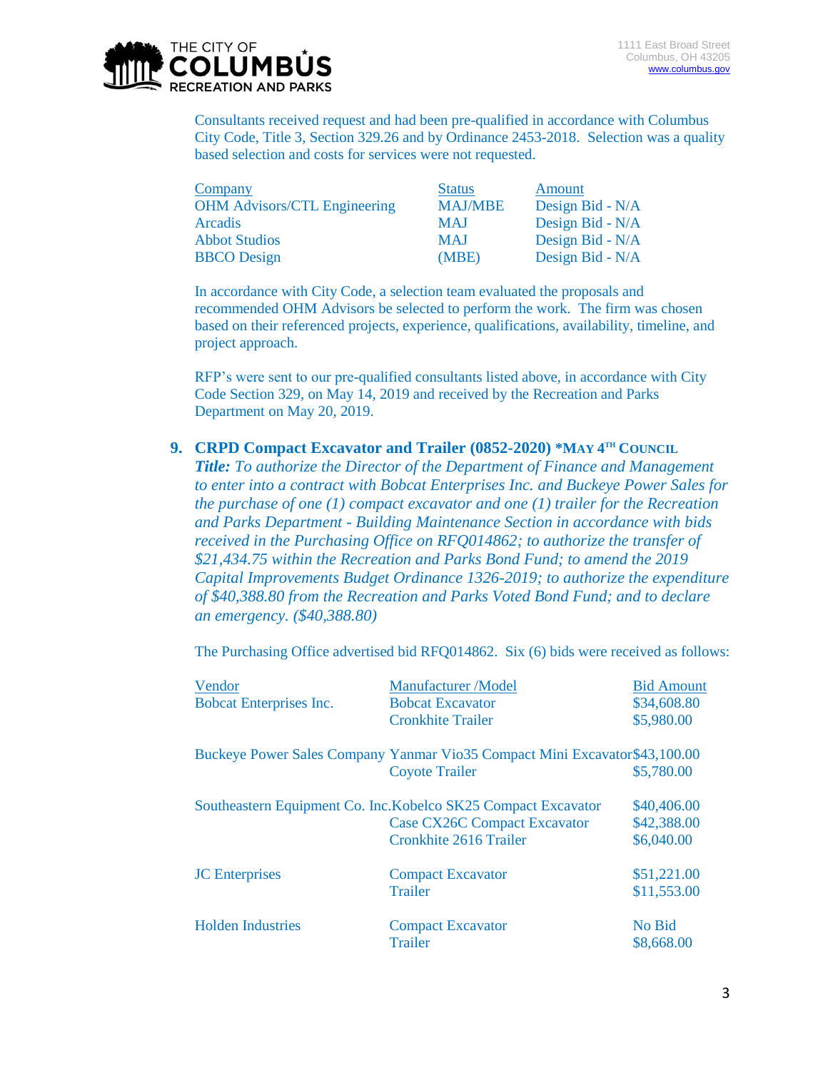Consultants received request and had been pre-qualified in accordance with Columbus City Code, Title 3, Section 329.26 and by Ordinance 2453-2018. Selection was a quality based selection and costs for services were not requested.

| Company | Status | Amount |
|---|---|---|
| OHM Advisors/CTL Engineering | MAJ/MBE | Design Bid - N/A |
| Arcadis | MAJ | Design Bid - N/A |
| Abbot Studios | MAJ | Design Bid - N/A |
| BBCO Design | (MBE) | Design Bid - N/A |

In accordance with City Code, a selection team evaluated the proposals and recommended OHM Advisors be selected to perform the work. The firm was chosen based on their referenced projects, experience, qualifications, availability, timeline, and project approach.

RFP's were sent to our pre-qualified consultants listed above, in accordance with City Code Section 329, on May 14, 2019 and received by the Recreation and Parks Department on May 20, 2019.

**9. CRPD Compact Excavator and Trailer (0852-2020) *MAY 4TH COUNCIL**

***Title:*** *To authorize the Director of the Department of Finance and Management to enter into a contract with Bobcat Enterprises Inc. and Buckeye Power Sales for the purchase of one (1) compact excavator and one (1) trailer for the Recreation and Parks Department - Building Maintenance Section in accordance with bids received in the Purchasing Office on RFQ014862; to authorize the transfer of $21,434.75 within the Recreation and Parks Bond Fund; to amend the 2019 Capital Improvements Budget Ordinance 1326-2019; to authorize the expenditure of $40,388.80 from the Recreation and Parks Voted Bond Fund; and to declare an emergency. ($40,388.80)*

The Purchasing Office advertised bid RFQ014862. Six (6) bids were received as follows:

| Vendor | Manufacturer /Model | Bid Amount |
|---|---|---|
| Bobcat Enterprises Inc. | Bobcat Excavator | $34,608.80 |
| | Cronkhite Trailer | $5,980.00 |
| Buckeye Power Sales Company | Yanmar Vio35 Compact Mini Excavator | $43,100.00 |
| | Coyote Trailer | $5,780.00 |
| Southeastern Equipment Co. Inc. | Kobelco SK25 Compact Excavator | $40,406.00 |
| | Case CX26C Compact Excavator | $42,388.00 |
| | Cronkhite 2616 Trailer | $6,040.00 |
| JC Enterprises | Compact Excavator | $51,221.00 |
| | Trailer | $11,553.00 |
| Holden Industries | Compact Excavator | No Bid |
| | Trailer | $8,668.00 |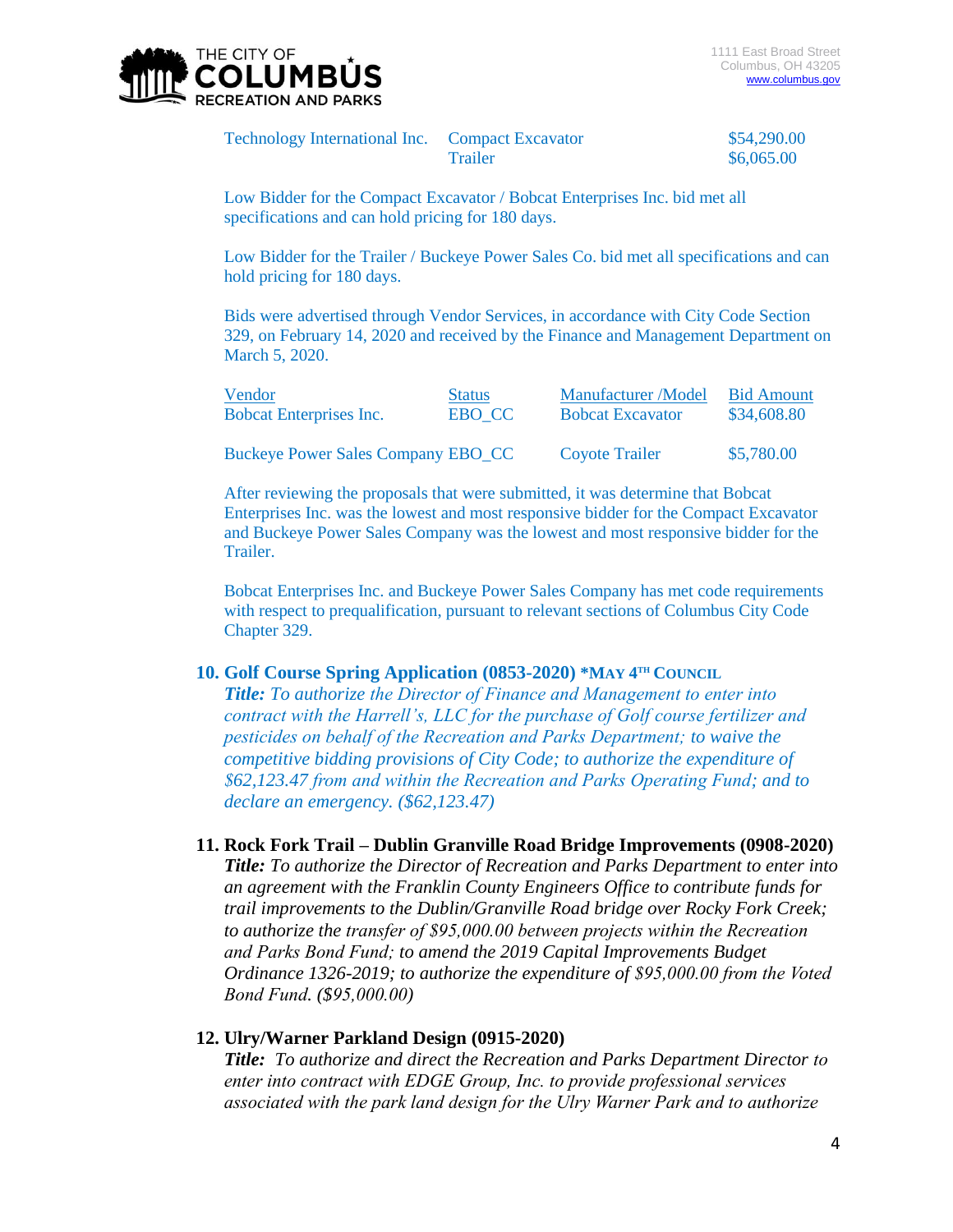| | | |
|---|---|---|
| Technology International Inc. | Compact Excavator | $54,290.00 |
| | Trailer | $6,065.00 |

Low Bidder for the Compact Excavator / Bobcat Enterprises Inc. bid met all specifications and can hold pricing for 180 days.

Low Bidder for the Trailer / Buckeye Power Sales Co. bid met all specifications and can hold pricing for 180 days.

Bids were advertised through Vendor Services, in accordance with City Code Section 329, on February 14, 2020 and received by the Finance and Management Department on March 5, 2020.

| Vendor | Status | Manufacturer /Model | Bid Amount |
|---|---|---|---|
| Bobcat Enterprises Inc. | EBO_CC | Bobcat Excavator | $34,608.80 |
| Buckeye Power Sales Company | EBO_CC | Coyote Trailer | $5,780.00 |

After reviewing the proposals that were submitted, it was determine that Bobcat Enterprises Inc. was the lowest and most responsive bidder for the Compact Excavator and Buckeye Power Sales Company was the lowest and most responsive bidder for the Trailer.

Bobcat Enterprises Inc. and Buckeye Power Sales Company has met code requirements with respect to prequalification, pursuant to relevant sections of Columbus City Code Chapter 329.

**10. Golf Course Spring Application (0853-2020) \*MAY 4TH COUNCIL**

***Title:*** *To authorize the Director of Finance and Management to enter into contract with the Harrell's, LLC for the purchase of Golf course fertilizer and pesticides on behalf of the Recreation and Parks Department; to waive the competitive bidding provisions of City Code; to authorize the expenditure of $62,123.47 from and within the Recreation and Parks Operating Fund; and to declare an emergency. ($62,123.47)*

**11. Rock Fork Trail – Dublin Granville Road Bridge Improvements (0908-2020)**

***Title:*** *To authorize the Director of Recreation and Parks Department to enter into an agreement with the Franklin County Engineers Office to contribute funds for trail improvements to the Dublin/Granville Road bridge over Rocky Fork Creek; to authorize the transfer of $95,000.00 between projects within the Recreation and Parks Bond Fund; to amend the 2019 Capital Improvements Budget Ordinance 1326-2019; to authorize the expenditure of $95,000.00 from the Voted Bond Fund. ($95,000.00)*

**12. Ulry/Warner Parkland Design (0915-2020)**

***Title:*** *To authorize and direct the Recreation and Parks Department Director to enter into contract with EDGE Group, Inc. to provide professional services associated with the park land design for the Ulry Warner Park and to authorize*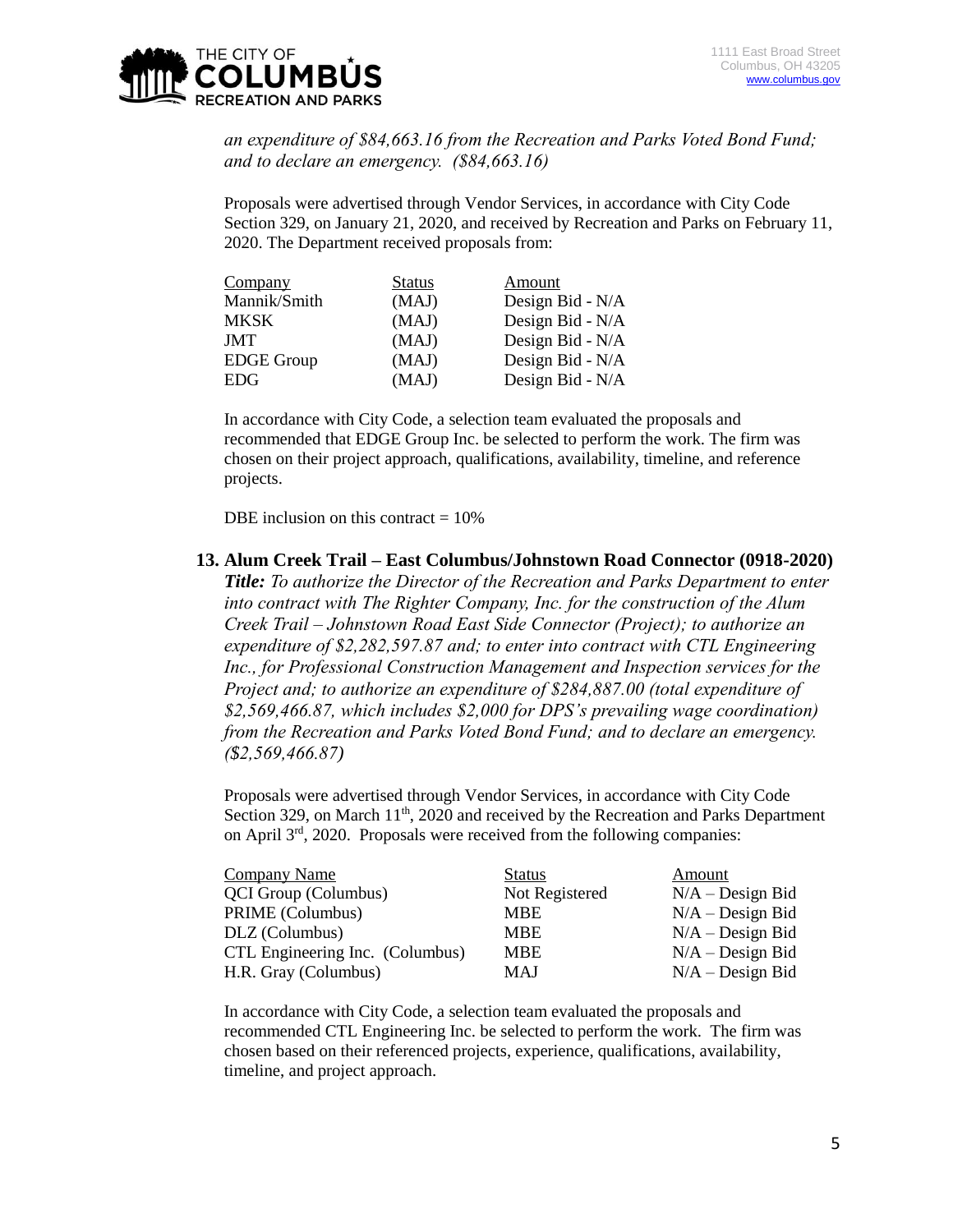*an expenditure of $84,663.16 from the Recreation and Parks Voted Bond Fund; and to declare an emergency. ($84,663.16)*

Proposals were advertised through Vendor Services, in accordance with City Code Section 329, on January 21, 2020, and received by Recreation and Parks on February 11, 2020. The Department received proposals from:

| Company | Status | Amount |
|---|---|---|
| Mannik/Smith | (MAJ) | Design Bid - N/A |
| MKSK | (MAJ) | Design Bid - N/A |
| JMT | (MAJ) | Design Bid - N/A |
| EDGE Group | (MAJ) | Design Bid - N/A |
| EDG | (MAJ) | Design Bid - N/A |

In accordance with City Code, a selection team evaluated the proposals and recommended that EDGE Group Inc. be selected to perform the work. The firm was chosen on their project approach, qualifications, availability, timeline, and reference projects.

DBE inclusion on this contract = 10%

**13. Alum Creek Trail – East Columbus/Johnstown Road Connector (0918-2020)**

***Title:*** *To authorize the Director of the Recreation and Parks Department to enter into contract with The Righter Company, Inc. for the construction of the Alum Creek Trail – Johnstown Road East Side Connector (Project); to authorize an expenditure of $2,282,597.87 and; to enter into contract with CTL Engineering Inc., for Professional Construction Management and Inspection services for the Project and; to authorize an expenditure of $284,887.00 (total expenditure of $2,569,466.87, which includes $2,000 for DPS's prevailing wage coordination) from the Recreation and Parks Voted Bond Fund; and to declare an emergency. ($2,569,466.87)*

Proposals were advertised through Vendor Services, in accordance with City Code Section 329, on March 11th, 2020 and received by the Recreation and Parks Department on April 3rd, 2020. Proposals were received from the following companies:

| Company Name | Status | Amount |
|---|---|---|
| QCI Group (Columbus) | Not Registered | N/A – Design Bid |
| PRIME (Columbus) | MBE | N/A – Design Bid |
| DLZ (Columbus) | MBE | N/A – Design Bid |
| CTL Engineering Inc. (Columbus) | MBE | N/A – Design Bid |
| H.R. Gray (Columbus) | MAJ | N/A – Design Bid |

In accordance with City Code, a selection team evaluated the proposals and recommended CTL Engineering Inc. be selected to perform the work. The firm was chosen based on their referenced projects, experience, qualifications, availability, timeline, and project approach.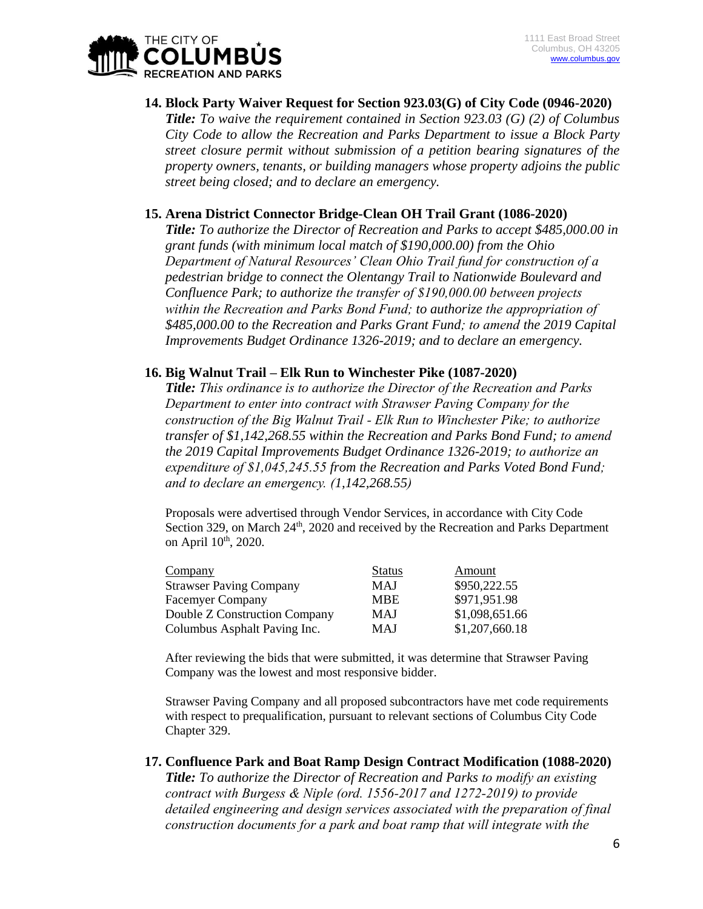**14. Block Party Waiver Request for Section 923.03(G) of City Code (0946-2020)**

***Title:*** *To waive the requirement contained in Section 923.03 (G) (2) of Columbus City Code to allow the Recreation and Parks Department to issue a Block Party street closure permit without submission of a petition bearing signatures of the property owners, tenants, or building managers whose property adjoins the public street being closed; and to declare an emergency.*

**15. Arena District Connector Bridge-Clean OH Trail Grant (1086-2020)**

***Title:*** *To authorize the Director of Recreation and Parks to accept $485,000.00 in grant funds (with minimum local match of $190,000.00) from the Ohio Department of Natural Resources' Clean Ohio Trail fund for construction of a pedestrian bridge to connect the Olentangy Trail to Nationwide Boulevard and Confluence Park; to authorize the transfer of $190,000.00 between projects within the Recreation and Parks Bond Fund; to authorize the appropriation of $485,000.00 to the Recreation and Parks Grant Fund; to amend the 2019 Capital Improvements Budget Ordinance 1326-2019; and to declare an emergency.*

**16. Big Walnut Trail – Elk Run to Winchester Pike (1087-2020)**

***Title:*** *This ordinance is to authorize the Director of the Recreation and Parks Department to enter into contract with Strawser Paving Company for the construction of the Big Walnut Trail - Elk Run to Winchester Pike; to authorize transfer of $1,142,268.55 within the Recreation and Parks Bond Fund; to amend the 2019 Capital Improvements Budget Ordinance 1326-2019; to authorize an expenditure of $1,045,245.55 from the Recreation and Parks Voted Bond Fund; and to declare an emergency. (1,142,268.55)*

Proposals were advertised through Vendor Services, in accordance with City Code Section 329, on March 24th, 2020 and received by the Recreation and Parks Department on April 10th, 2020.

| Company | Status | Amount |
|---|---|---|
| Strawser Paving Company | MAJ | $950,222.55 |
| Facemyer Company | MBE | $971,951.98 |
| Double Z Construction Company | MAJ | $1,098,651.66 |
| Columbus Asphalt Paving Inc. | MAJ | $1,207,660.18 |

After reviewing the bids that were submitted, it was determine that Strawser Paving Company was the lowest and most responsive bidder.

Strawser Paving Company and all proposed subcontractors have met code requirements with respect to prequalification, pursuant to relevant sections of Columbus City Code Chapter 329.

**17. Confluence Park and Boat Ramp Design Contract Modification (1088-2020)**

***Title:*** *To authorize the Director of Recreation and Parks to modify an existing contract with Burgess & Niple (ord. 1556-2017 and 1272-2019) to provide detailed engineering and design services associated with the preparation of final construction documents for a park and boat ramp that will integrate with the*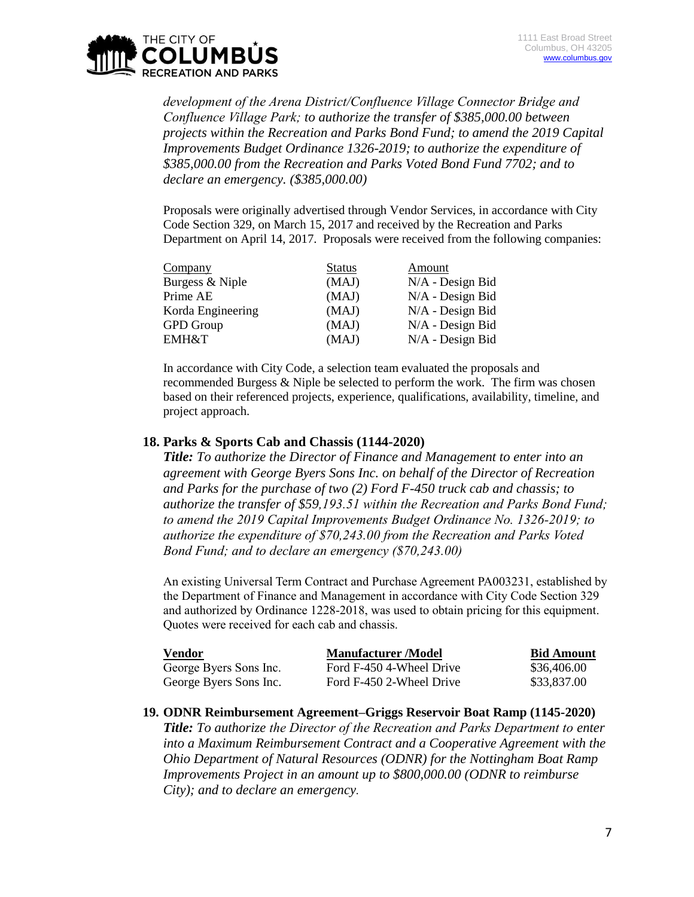*development of the Arena District/Confluence Village Connector Bridge and Confluence Village Park; to authorize the transfer of $385,000.00 between projects within the Recreation and Parks Bond Fund; to amend the 2019 Capital Improvements Budget Ordinance 1326-2019; to authorize the expenditure of $385,000.00 from the Recreation and Parks Voted Bond Fund 7702; and to declare an emergency. ($385,000.00)*

Proposals were originally advertised through Vendor Services, in accordance with City Code Section 329, on March 15, 2017 and received by the Recreation and Parks Department on April 14, 2017. Proposals were received from the following companies:

| Company | Status | Amount |
|---|---|---|
| Burgess & Niple | (MAJ) | N/A - Design Bid |
| Prime AE | (MAJ) | N/A - Design Bid |
| Korda Engineering | (MAJ) | N/A - Design Bid |
| GPD Group | (MAJ) | N/A - Design Bid |
| EMH&T | (MAJ) | N/A - Design Bid |

In accordance with City Code, a selection team evaluated the proposals and recommended Burgess & Niple be selected to perform the work. The firm was chosen based on their referenced projects, experience, qualifications, availability, timeline, and project approach.

### 18. Parks & Sports Cab and Chassis (1144-2020)

***Title:*** *To authorize the Director of Finance and Management to enter into an agreement with George Byers Sons Inc. on behalf of the Director of Recreation and Parks for the purchase of two (2) Ford F-450 truck cab and chassis; to authorize the transfer of $59,193.51 within the Recreation and Parks Bond Fund; to amend the 2019 Capital Improvements Budget Ordinance No. 1326-2019; to authorize the expenditure of $70,243.00 from the Recreation and Parks Voted Bond Fund; and to declare an emergency ($70,243.00)*

An existing Universal Term Contract and Purchase Agreement PA003231, established by the Department of Finance and Management in accordance with City Code Section 329 and authorized by Ordinance 1228-2018, was used to obtain pricing for this equipment. Quotes were received for each cab and chassis.

| Vendor | Manufacturer /Model | Bid Amount |
|---|---|---|
| George Byers Sons Inc. | Ford F-450 4-Wheel Drive | $36,406.00 |
| George Byers Sons Inc. | Ford F-450 2-Wheel Drive | $33,837.00 |

### 19. ODNR Reimbursement Agreement–Griggs Reservoir Boat Ramp (1145-2020)

***Title:*** *To authorize the Director of the Recreation and Parks Department to enter into a Maximum Reimbursement Contract and a Cooperative Agreement with the Ohio Department of Natural Resources (ODNR) for the Nottingham Boat Ramp Improvements Project in an amount up to $800,000.00 (ODNR to reimburse City); and to declare an emergency.*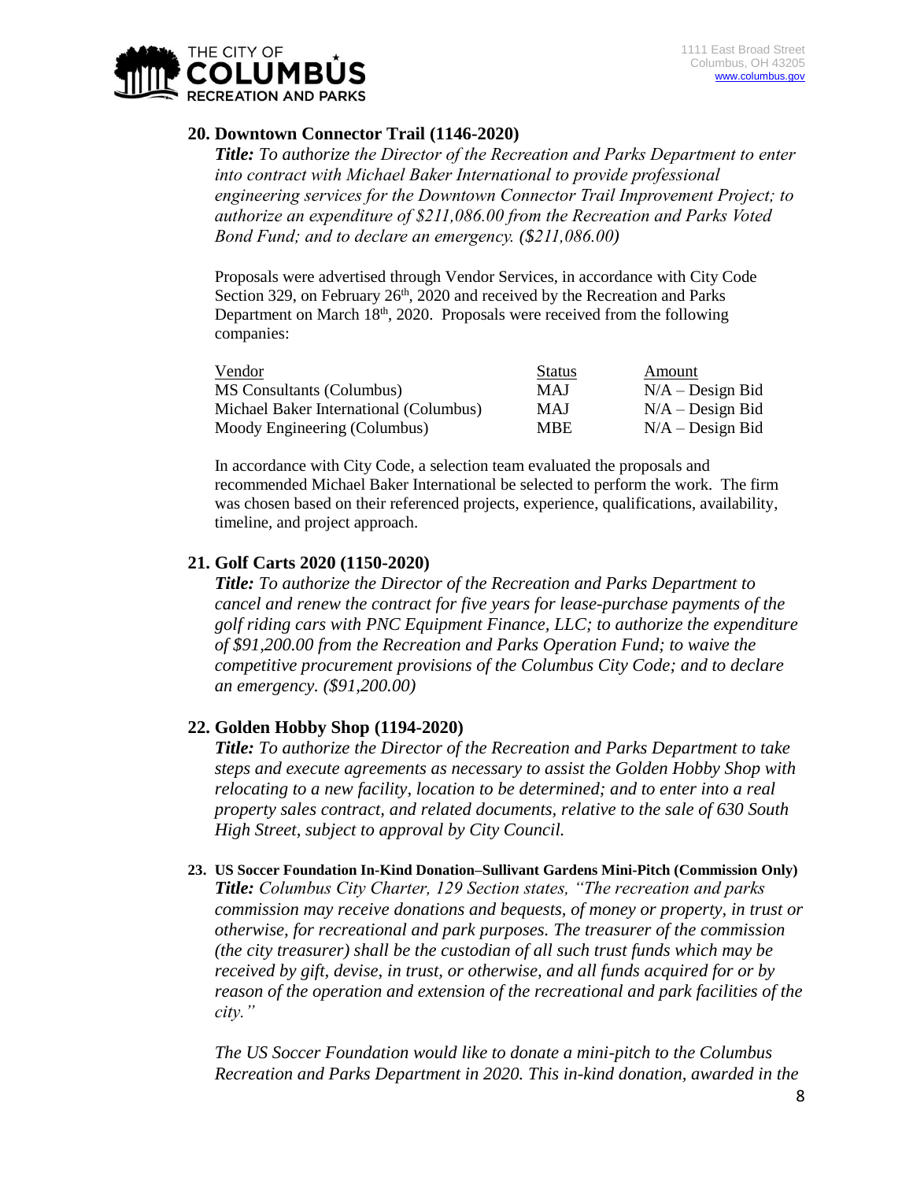## 20. Downtown Connector Trail (1146-2020)

***Title:*** *To authorize the Director of the Recreation and Parks Department to enter into contract with Michael Baker International to provide professional engineering services for the Downtown Connector Trail Improvement Project; to authorize an expenditure of $211,086.00 from the Recreation and Parks Voted Bond Fund; and to declare an emergency. ($211,086.00)*

Proposals were advertised through Vendor Services, in accordance with City Code Section 329, on February 26th, 2020 and received by the Recreation and Parks Department on March 18th, 2020. Proposals were received from the following companies:

| Vendor | Status | Amount |
|---|---|---|
| MS Consultants (Columbus) | MAJ | N/A – Design Bid |
| Michael Baker International (Columbus) | MAJ | N/A – Design Bid |
| Moody Engineering (Columbus) | MBE | N/A – Design Bid |

In accordance with City Code, a selection team evaluated the proposals and recommended Michael Baker International be selected to perform the work. The firm was chosen based on their referenced projects, experience, qualifications, availability, timeline, and project approach.

## 21. Golf Carts 2020 (1150-2020)

***Title:*** *To authorize the Director of the Recreation and Parks Department to cancel and renew the contract for five years for lease-purchase payments of the golf riding cars with PNC Equipment Finance, LLC; to authorize the expenditure of $91,200.00 from the Recreation and Parks Operation Fund; to waive the competitive procurement provisions of the Columbus City Code; and to declare an emergency. ($91,200.00)*

## 22. Golden Hobby Shop (1194-2020)

***Title:*** *To authorize the Director of the Recreation and Parks Department to take steps and execute agreements as necessary to assist the Golden Hobby Shop with relocating to a new facility, location to be determined; and to enter into a real property sales contract, and related documents, relative to the sale of 630 South High Street, subject to approval by City Council.*

**23. US Soccer Foundation In-Kind Donation–Sullivant Gardens Mini-Pitch (Commission Only)**

***Title:*** *Columbus City Charter, 129 Section states, "The recreation and parks commission may receive donations and bequests, of money or property, in trust or otherwise, for recreational and park purposes. The treasurer of the commission (the city treasurer) shall be the custodian of all such trust funds which may be received by gift, devise, in trust, or otherwise, and all funds acquired for or by reason of the operation and extension of the recreational and park facilities of the city."*

*The US Soccer Foundation would like to donate a mini-pitch to the Columbus Recreation and Parks Department in 2020. This in-kind donation, awarded in the*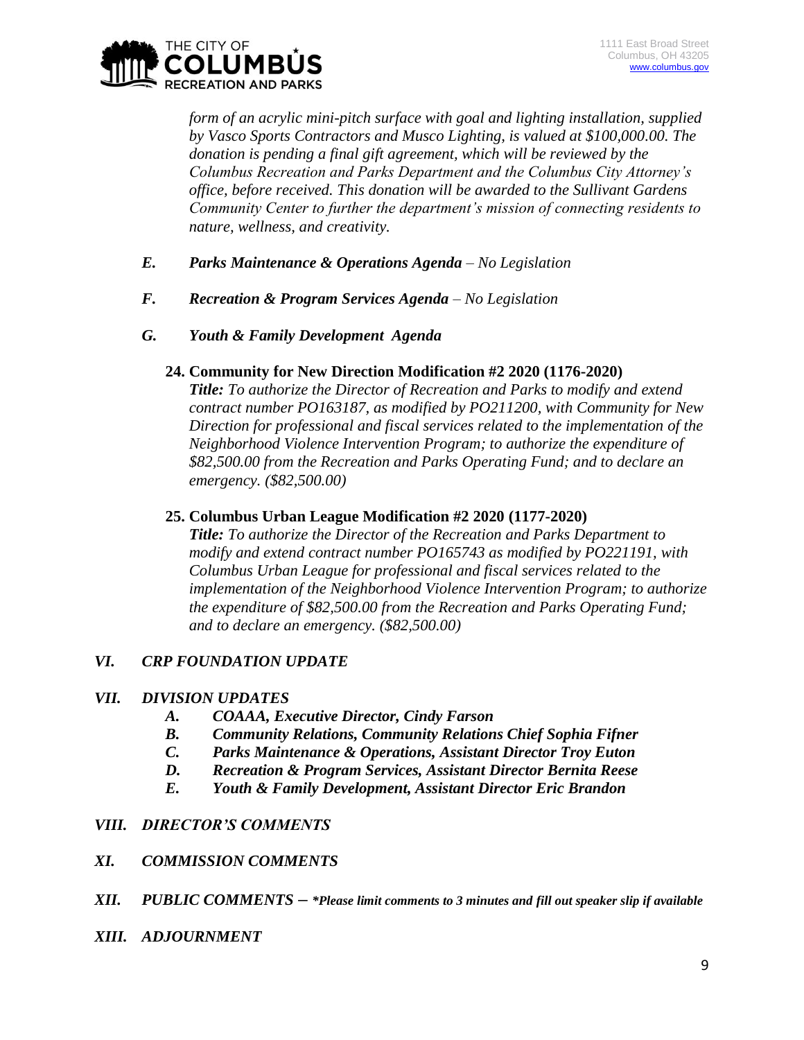*form of an acrylic mini-pitch surface with goal and lighting installation, supplied by Vasco Sports Contractors and Musco Lighting, is valued at $100,000.00. The donation is pending a final gift agreement, which will be reviewed by the Columbus Recreation and Parks Department and the Columbus City Attorney's office, before received. This donation will be awarded to the Sullivant Gardens Community Center to further the department's mission of connecting residents to nature, wellness, and creativity.*

**E. *Parks Maintenance & Operations Agenda*** *– No Legislation*

**F. *Recreation & Program Services Agenda*** *– No Legislation*

**G. *Youth & Family Development Agenda***

**24. Community for New Direction Modification #2 2020 (1176-2020)**
***Title:*** *To authorize the Director of Recreation and Parks to modify and extend contract number PO163187, as modified by PO211200, with Community for New Direction for professional and fiscal services related to the implementation of the Neighborhood Violence Intervention Program; to authorize the expenditure of $82,500.00 from the Recreation and Parks Operating Fund; and to declare an emergency. ($82,500.00)*

**25. Columbus Urban League Modification #2 2020 (1177-2020)**
***Title:*** *To authorize the Director of the Recreation and Parks Department to modify and extend contract number PO165743 as modified by PO221191, with Columbus Urban League for professional and fiscal services related to the implementation of the Neighborhood Violence Intervention Program; to authorize the expenditure of $82,500.00 from the Recreation and Parks Operating Fund; and to declare an emergency. ($82,500.00)*

## *VI. CRP FOUNDATION UPDATE*

## *VII. DIVISION UPDATES*

- ***A. COAAA, Executive Director, Cindy Farson***
- ***B. Community Relations, Community Relations Chief Sophia Fifner***
- ***C. Parks Maintenance & Operations, Assistant Director Troy Euton***
- ***D. Recreation & Program Services, Assistant Director Bernita Reese***
- ***E. Youth & Family Development, Assistant Director Eric Brandon***

## *VIII. DIRECTOR'S COMMENTS*

## *XI. COMMISSION COMMENTS*

## *XII. PUBLIC COMMENTS* – ***\*Please limit comments to 3 minutes and fill out speaker slip if available***

## *XIII. ADJOURNMENT*